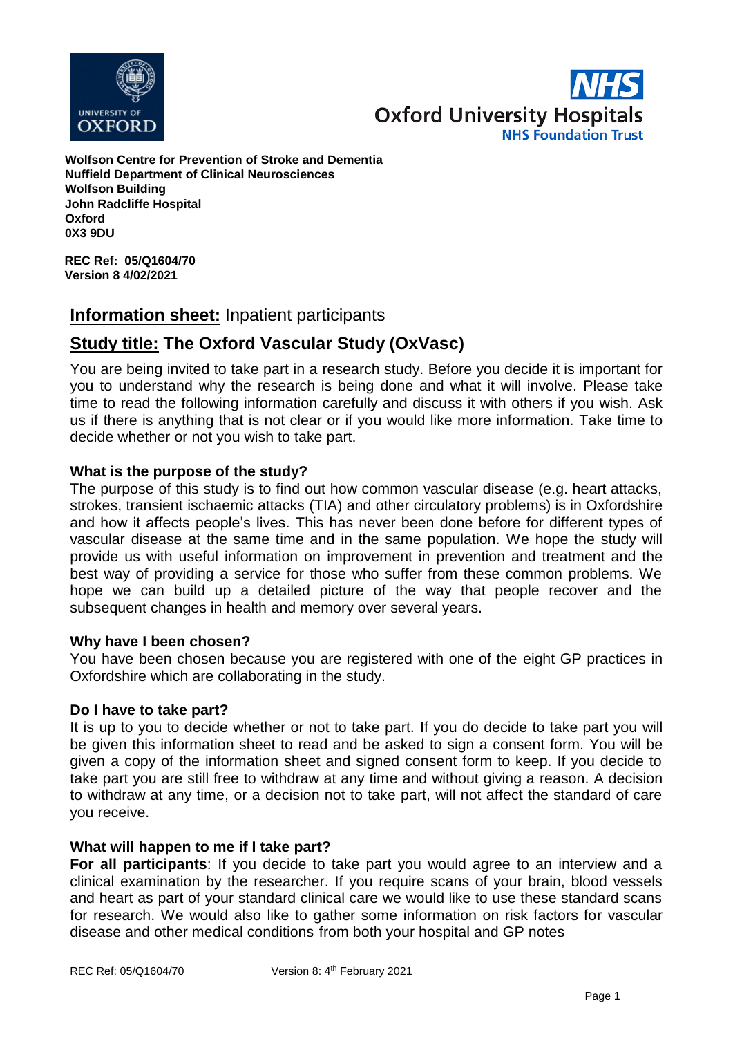**Wolfson Centre for Prevention of Stroke and Dementia**
**Nuffield Department of Clinical Neurosciences**
**Wolfson Building**
**John Radcliffe Hospital**
**Oxford**
**0X3 9DU**

**REC Ref: 05/Q1604/70**
**Version 8 4/02/2021**

## **Information sheet:** Inpatient participants

## **Study title: The Oxford Vascular Study (OxVasc)**

You are being invited to take part in a research study. Before you decide it is important for you to understand why the research is being done and what it will involve. Please take time to read the following information carefully and discuss it with others if you wish. Ask us if there is anything that is not clear or if you would like more information. Take time to decide whether or not you wish to take part.

### What is the purpose of the study?

The purpose of this study is to find out how common vascular disease (e.g. heart attacks, strokes, transient ischaemic attacks (TIA) and other circulatory problems) is in Oxfordshire and how it affects people's lives. This has never been done before for different types of vascular disease at the same time and in the same population. We hope the study will provide us with useful information on improvement in prevention and treatment and the best way of providing a service for those who suffer from these common problems. We hope we can build up a detailed picture of the way that people recover and the subsequent changes in health and memory over several years.

### Why have I been chosen?

You have been chosen because you are registered with one of the eight GP practices in Oxfordshire which are collaborating in the study.

### Do I have to take part?

It is up to you to decide whether or not to take part. If you do decide to take part you will be given this information sheet to read and be asked to sign a consent form. You will be given a copy of the information sheet and signed consent form to keep. If you decide to take part you are still free to withdraw at any time and without giving a reason. A decision to withdraw at any time, or a decision not to take part, will not affect the standard of care you receive.

### What will happen to me if I take part?

**For all participants**: If you decide to take part you would agree to an interview and a clinical examination by the researcher. If you require scans of your brain, blood vessels and heart as part of your standard clinical care we would like to use these standard scans for research. We would also like to gather some information on risk factors for vascular disease and other medical conditions from both your hospital and GP notes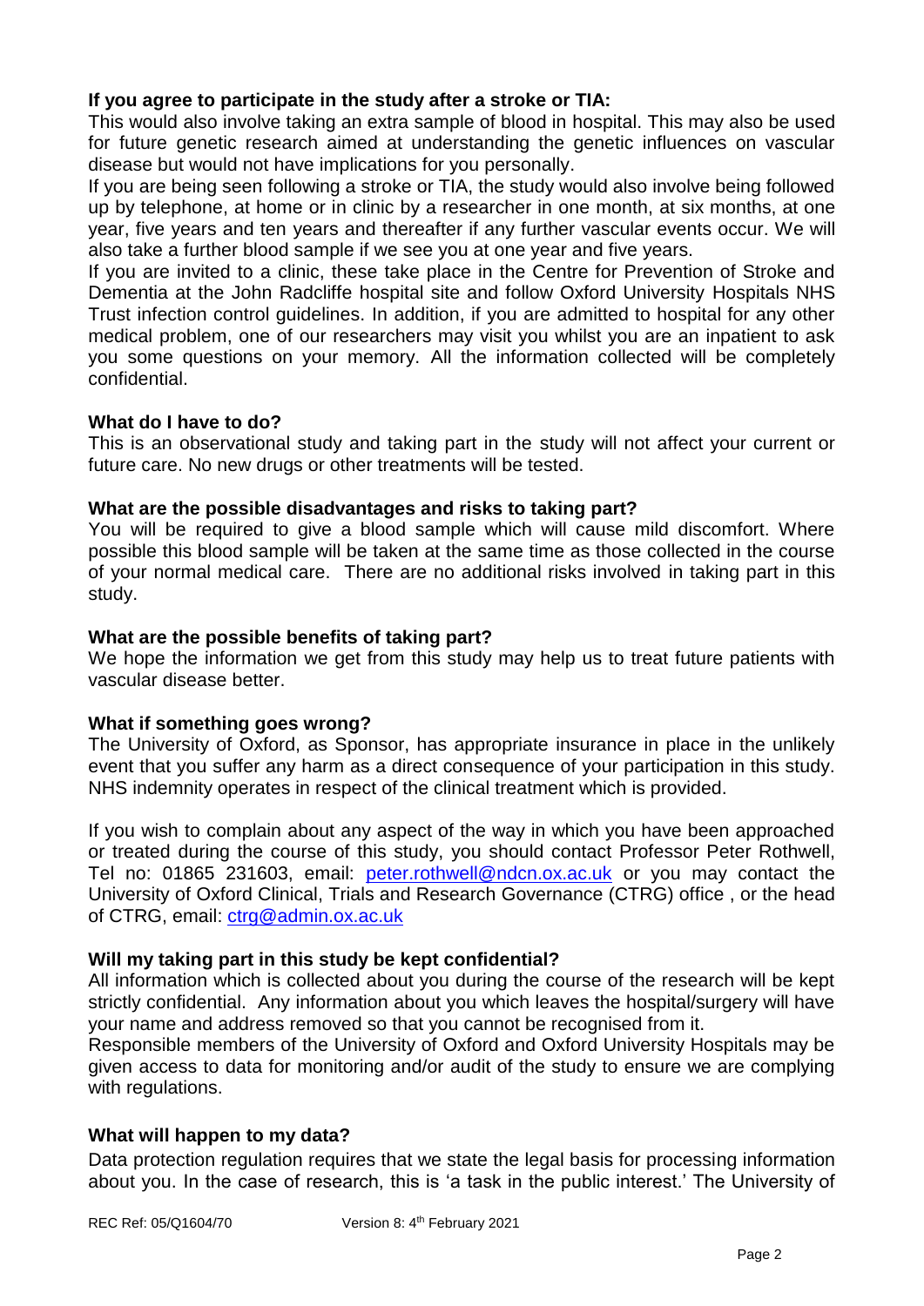**If you agree to participate in the study after a stroke or TIA:**

This would also involve taking an extra sample of blood in hospital. This may also be used for future genetic research aimed at understanding the genetic influences on vascular disease but would not have implications for you personally.

If you are being seen following a stroke or TIA, the study would also involve being followed up by telephone, at home or in clinic by a researcher in one month, at six months, at one year, five years and ten years and thereafter if any further vascular events occur. We will also take a further blood sample if we see you at one year and five years.

If you are invited to a clinic, these take place in the Centre for Prevention of Stroke and Dementia at the John Radcliffe hospital site and follow Oxford University Hospitals NHS Trust infection control guidelines. In addition, if you are admitted to hospital for any other medical problem, one of our researchers may visit you whilst you are an inpatient to ask you some questions on your memory. All the information collected will be completely confidential.

**What do I have to do?**

This is an observational study and taking part in the study will not affect your current or future care. No new drugs or other treatments will be tested.

**What are the possible disadvantages and risks to taking part?**

You will be required to give a blood sample which will cause mild discomfort. Where possible this blood sample will be taken at the same time as those collected in the course of your normal medical care. There are no additional risks involved in taking part in this study.

**What are the possible benefits of taking part?**

We hope the information we get from this study may help us to treat future patients with vascular disease better.

**What if something goes wrong?**

The University of Oxford, as Sponsor, has appropriate insurance in place in the unlikely event that you suffer any harm as a direct consequence of your participation in this study. NHS indemnity operates in respect of the clinical treatment which is provided.

If you wish to complain about any aspect of the way in which you have been approached or treated during the course of this study, you should contact Professor Peter Rothwell, Tel no: 01865 231603, email: peter.rothwell@ndcn.ox.ac.uk or you may contact the University of Oxford Clinical, Trials and Research Governance (CTRG) office , or the head of CTRG, email: ctrg@admin.ox.ac.uk

**Will my taking part in this study be kept confidential?**

All information which is collected about you during the course of the research will be kept strictly confidential. Any information about you which leaves the hospital/surgery will have your name and address removed so that you cannot be recognised from it.

Responsible members of the University of Oxford and Oxford University Hospitals may be given access to data for monitoring and/or audit of the study to ensure we are complying with regulations.

**What will happen to my data?**

Data protection regulation requires that we state the legal basis for processing information about you. In the case of research, this is 'a task in the public interest.' The University of

REC Ref: 05/Q1604/70 Version 8: 4th February 2021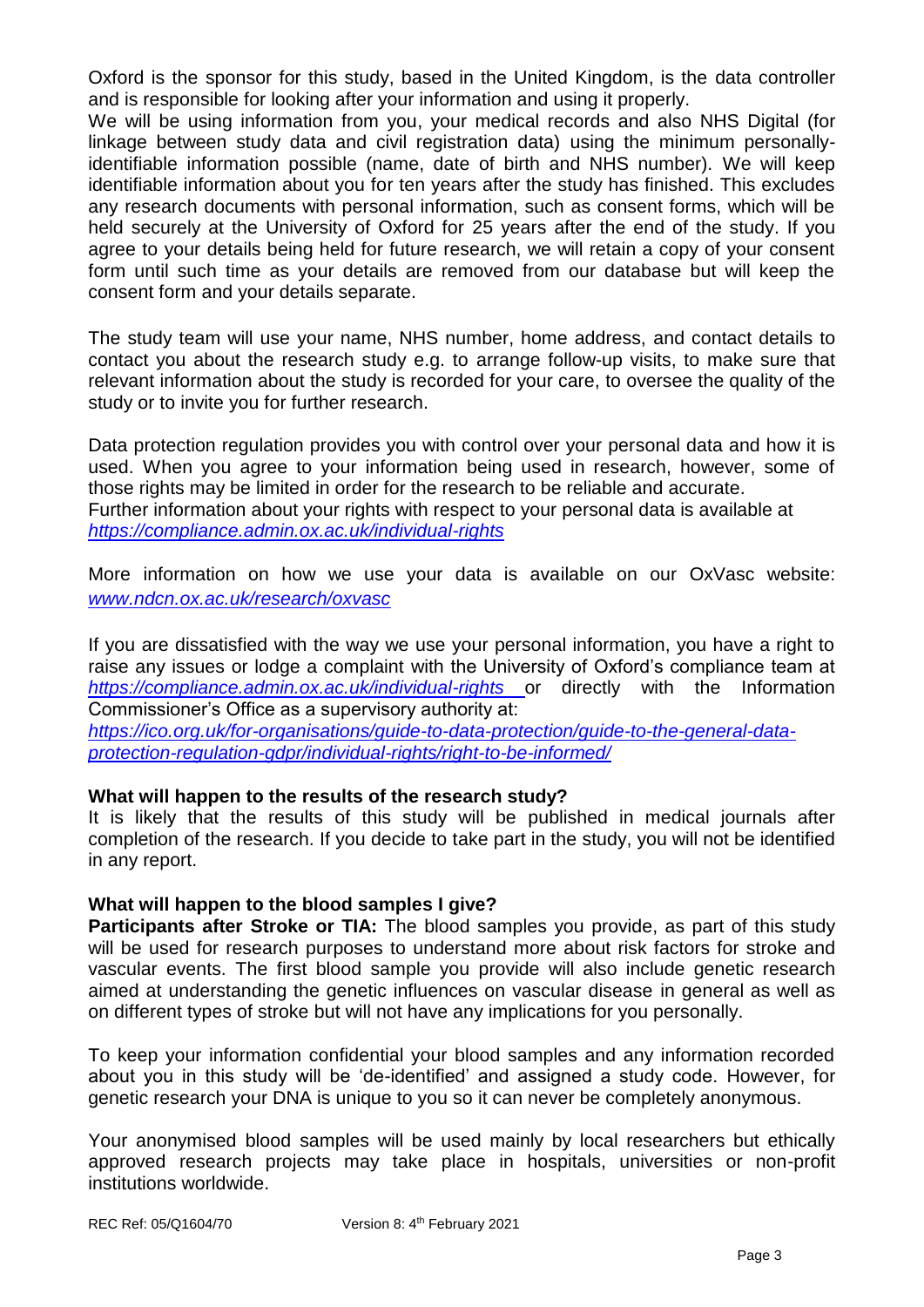Oxford is the sponsor for this study, based in the United Kingdom, is the data controller and is responsible for looking after your information and using it properly.
We will be using information from you, your medical records and also NHS Digital (for linkage between study data and civil registration data) using the minimum personally-identifiable information possible (name, date of birth and NHS number). We will keep identifiable information about you for ten years after the study has finished. This excludes any research documents with personal information, such as consent forms, which will be held securely at the University of Oxford for 25 years after the end of the study. If you agree to your details being held for future research, we will retain a copy of your consent form until such time as your details are removed from our database but will keep the consent form and your details separate.

The study team will use your name, NHS number, home address, and contact details to contact you about the research study e.g. to arrange follow-up visits, to make sure that relevant information about the study is recorded for your care, to oversee the quality of the study or to invite you for further research.

Data protection regulation provides you with control over your personal data and how it is used. When you agree to your information being used in research, however, some of those rights may be limited in order for the research to be reliable and accurate.
Further information about your rights with respect to your personal data is available at *https://compliance.admin.ox.ac.uk/individual-rights*

More information on how we use your data is available on our OxVasc website: *www.ndcn.ox.ac.uk/research/oxvasc*

If you are dissatisfied with the way we use your personal information, you have a right to raise any issues or lodge a complaint with the University of Oxford's compliance team at *https://compliance.admin.ox.ac.uk/individual-rights* or directly with the Information Commissioner's Office as a supervisory authority at:
*https://ico.org.uk/for-organisations/guide-to-data-protection/guide-to-the-general-data-protection-regulation-gdpr/individual-rights/right-to-be-informed/*

**What will happen to the results of the research study?**
It is likely that the results of this study will be published in medical journals after completion of the research. If you decide to take part in the study, you will not be identified in any report.

**What will happen to the blood samples I give?**
**Participants after Stroke or TIA:** The blood samples you provide, as part of this study will be used for research purposes to understand more about risk factors for stroke and vascular events. The first blood sample you provide will also include genetic research aimed at understanding the genetic influences on vascular disease in general as well as on different types of stroke but will not have any implications for you personally.

To keep your information confidential your blood samples and any information recorded about you in this study will be 'de-identified' and assigned a study code. However, for genetic research your DNA is unique to you so it can never be completely anonymous.

Your anonymised blood samples will be used mainly by local researchers but ethically approved research projects may take place in hospitals, universities or non-profit institutions worldwide.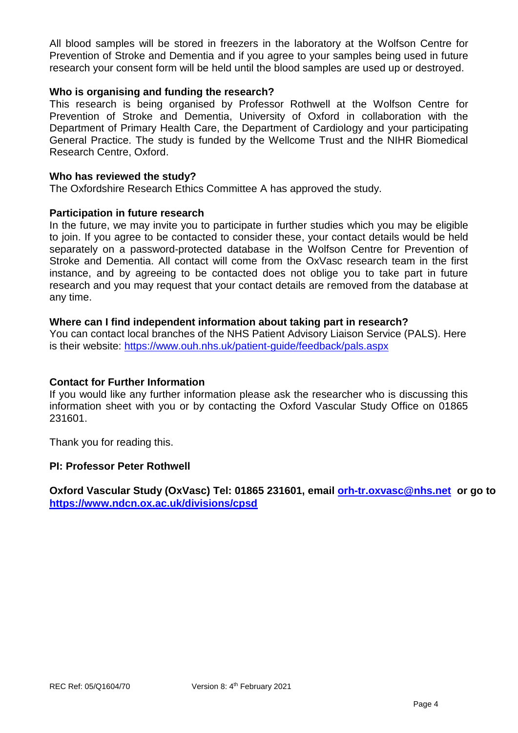All blood samples will be stored in freezers in the laboratory at the Wolfson Centre for Prevention of Stroke and Dementia and if you agree to your samples being used in future research your consent form will be held until the blood samples are used up or destroyed.

**Who is organising and funding the research?**

This research is being organised by Professor Rothwell at the Wolfson Centre for Prevention of Stroke and Dementia, University of Oxford in collaboration with the Department of Primary Health Care, the Department of Cardiology and your participating General Practice. The study is funded by the Wellcome Trust and the NIHR Biomedical Research Centre, Oxford.

**Who has reviewed the study?**

The Oxfordshire Research Ethics Committee A has approved the study.

**Participation in future research**

In the future, we may invite you to participate in further studies which you may be eligible to join. If you agree to be contacted to consider these, your contact details would be held separately on a password-protected database in the Wolfson Centre for Prevention of Stroke and Dementia. All contact will come from the OxVasc research team in the first instance, and by agreeing to be contacted does not oblige you to take part in future research and you may request that your contact details are removed from the database at any time.

**Where can I find independent information about taking part in research?**

You can contact local branches of the NHS Patient Advisory Liaison Service (PALS). Here is their website: https://www.ouh.nhs.uk/patient-guide/feedback/pals.aspx

**Contact for Further Information**

If you would like any further information please ask the researcher who is discussing this information sheet with you or by contacting the Oxford Vascular Study Office on 01865 231601.

Thank you for reading this.

**PI: Professor Peter Rothwell**

**Oxford Vascular Study (OxVasc) Tel: 01865 231601, email orh-tr.oxvasc@nhs.net or go to https://www.ndcn.ox.ac.uk/divisions/cpsd**

REC Ref: 05/Q1604/70 Version 8: 4th February 2021